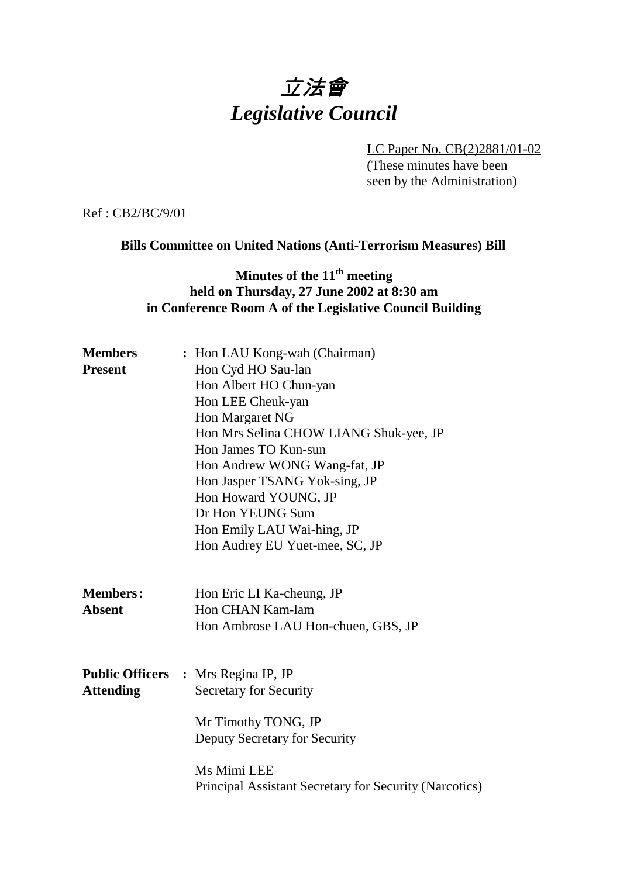# 立法會
# *Legislative Council*

LC Paper No. CB(2)2881/01-02
(These minutes have been seen by the Administration)

Ref : CB2/BC/9/01

**Bills Committee on United Nations (Anti-Terrorism Measures) Bill**

**Minutes of the 11th meeting held on Thursday, 27 June 2002 at 8:30 am in Conference Room A of the Legislative Council Building**

**Members Present** : Hon LAU Kong-wah (Chairman)
Hon Cyd HO Sau-lan
Hon Albert HO Chun-yan
Hon LEE Cheuk-yan
Hon Margaret NG
Hon Mrs Selina CHOW LIANG Shuk-yee, JP
Hon James TO Kun-sun
Hon Andrew WONG Wang-fat, JP
Hon Jasper TSANG Yok-sing, JP
Hon Howard YOUNG, JP
Dr Hon YEUNG Sum
Hon Emily LAU Wai-hing, JP
Hon Audrey EU Yuet-mee, SC, JP

**Members Absent** : Hon Eric LI Ka-cheung, JP
Hon CHAN Kam-lam
Hon Ambrose LAU Hon-chuen, GBS, JP

**Public Officers Attending** : Mrs Regina IP, JP
Secretary for Security

Mr Timothy TONG, JP
Deputy Secretary for Security

Ms Mimi LEE
Principal Assistant Secretary for Security (Narcotics)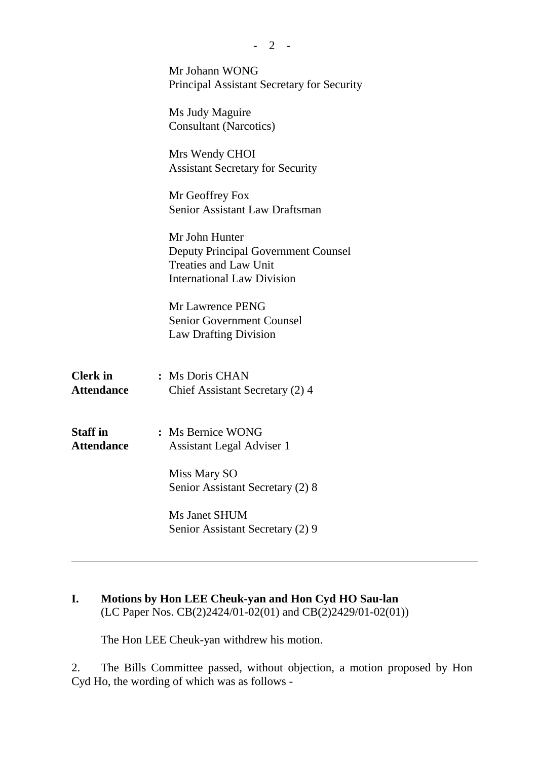Mr Johann WONG
Principal Assistant Secretary for Security

Ms Judy Maguire
Consultant (Narcotics)

Mrs Wendy CHOI
Assistant Secretary for Security

Mr Geoffrey Fox
Senior Assistant Law Draftsman

Mr John Hunter
Deputy Principal Government Counsel
Treaties and Law Unit
International Law Division

Mr Lawrence PENG
Senior Government Counsel
Law Drafting Division

**Clerk in Attendance** : Ms Doris CHAN
Chief Assistant Secretary (2) 4

**Staff in Attendance** : Ms Bernice WONG
Assistant Legal Adviser 1

Miss Mary SO
Senior Assistant Secretary (2) 8

Ms Janet SHUM
Senior Assistant Secretary (2) 9

---

**I. Motions by Hon LEE Cheuk-yan and Hon Cyd HO Sau-lan**
(LC Paper Nos. CB(2)2424/01-02(01) and CB(2)2429/01-02(01))

The Hon LEE Cheuk-yan withdrew his motion.

2. The Bills Committee passed, without objection, a motion proposed by Hon Cyd Ho, the wording of which was as follows -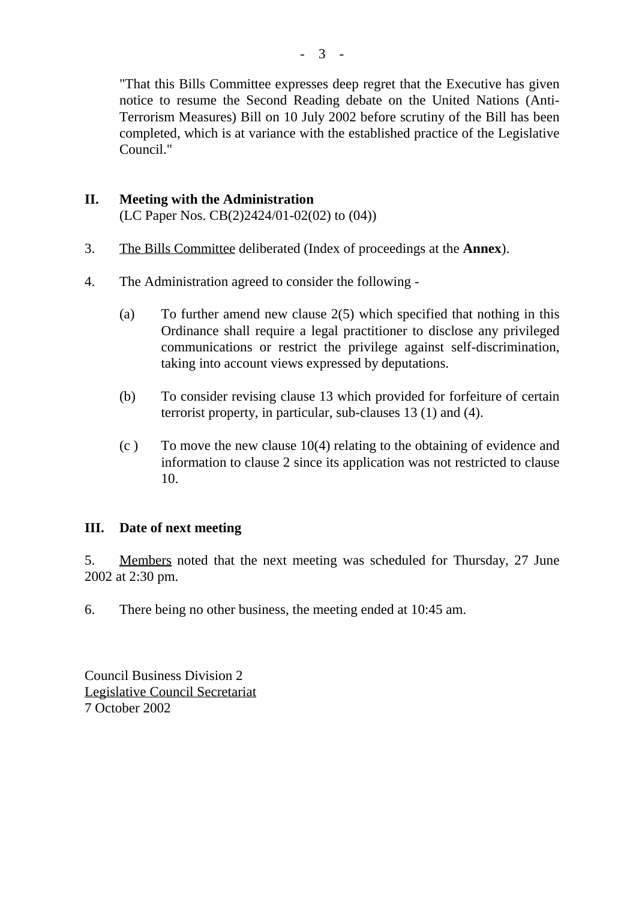"That this Bills Committee expresses deep regret that the Executive has given notice to resume the Second Reading debate on the United Nations (Anti-Terrorism Measures) Bill on 10 July 2002 before scrutiny of the Bill has been completed, which is at variance with the established practice of the Legislative Council."

## II. Meeting with the Administration

(LC Paper Nos. CB(2)2424/01-02(02) to (04))

3. The Bills Committee deliberated (Index of proceedings at the **Annex**).

4. The Administration agreed to consider the following -

   (a) To further amend new clause 2(5) which specified that nothing in this Ordinance shall require a legal practitioner to disclose any privileged communications or restrict the privilege against self-discrimination, taking into account views expressed by deputations.

   (b) To consider revising clause 13 which provided for forfeiture of certain terrorist property, in particular, sub-clauses 13 (1) and (4).

   (c ) To move the new clause 10(4) relating to the obtaining of evidence and information to clause 2 since its application was not restricted to clause 10.

## III. Date of next meeting

5. Members noted that the next meeting was scheduled for Thursday, 27 June 2002 at 2:30 pm.

6. There being no other business, the meeting ended at 10:45 am.

Council Business Division 2
Legislative Council Secretariat
7 October 2002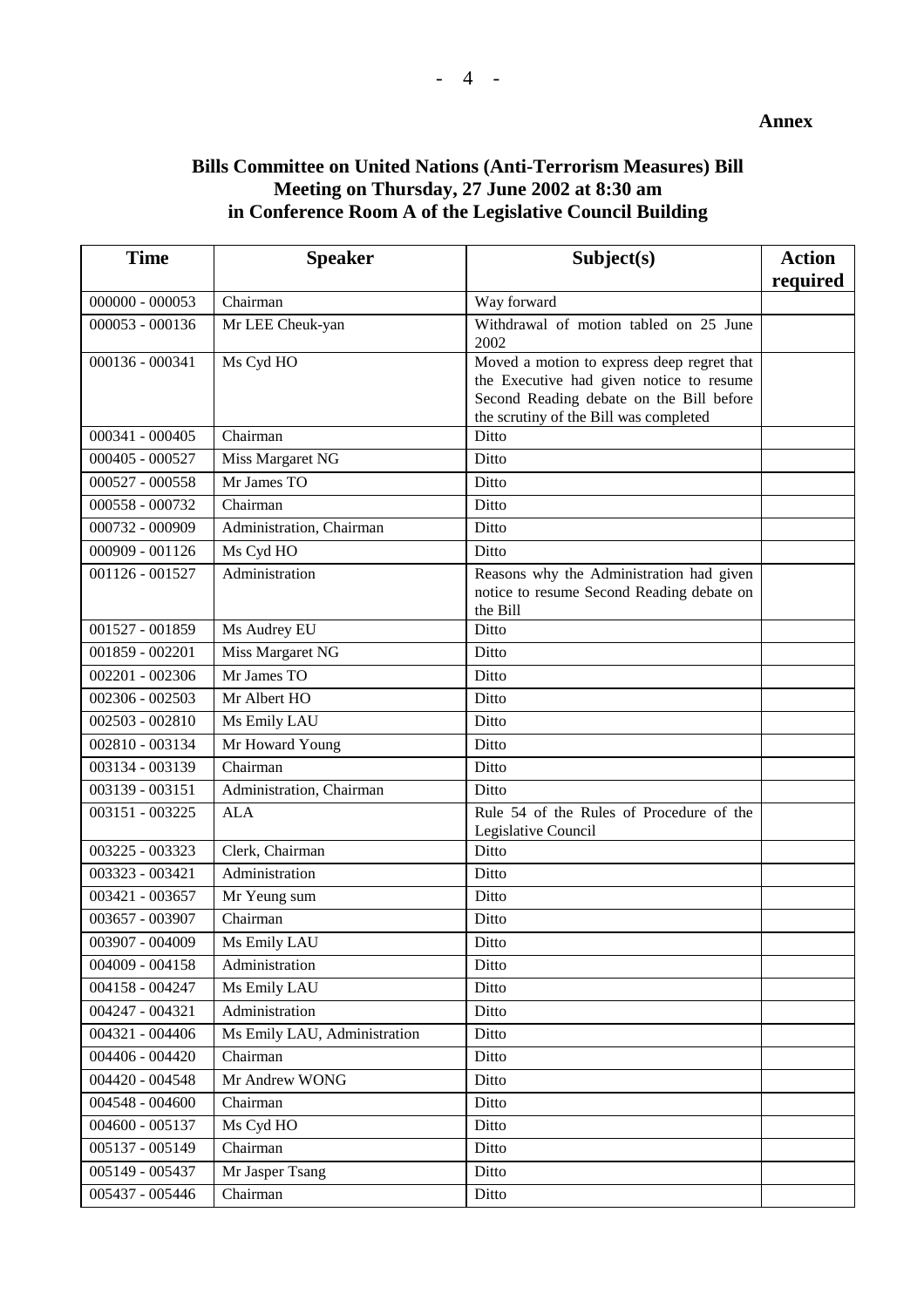**Annex**

## Bills Committee on United Nations (Anti-Terrorism Measures) Bill
## Meeting on Thursday, 27 June 2002 at 8:30 am
## in Conference Room A of the Legislative Council Building

| Time | Speaker | Subject(s) | Action required |
|---|---|---|---|
| 000000 - 000053 | Chairman | Way forward | |
| 000053 - 000136 | Mr LEE Cheuk-yan | Withdrawal of motion tabled on 25 June 2002 | |
| 000136 - 000341 | Ms Cyd HO | Moved a motion to express deep regret that the Executive had given notice to resume Second Reading debate on the Bill before the scrutiny of the Bill was completed | |
| 000341 - 000405 | Chairman | Ditto | |
| 000405 - 000527 | Miss Margaret NG | Ditto | |
| 000527 - 000558 | Mr James TO | Ditto | |
| 000558 - 000732 | Chairman | Ditto | |
| 000732 - 000909 | Administration, Chairman | Ditto | |
| 000909 - 001126 | Ms Cyd HO | Ditto | |
| 001126 - 001527 | Administration | Reasons why the Administration had given notice to resume Second Reading debate on the Bill | |
| 001527 - 001859 | Ms Audrey EU | Ditto | |
| 001859 - 002201 | Miss Margaret NG | Ditto | |
| 002201 - 002306 | Mr James TO | Ditto | |
| 002306 - 002503 | Mr Albert HO | Ditto | |
| 002503 - 002810 | Ms Emily LAU | Ditto | |
| 002810 - 003134 | Mr Howard Young | Ditto | |
| 003134 - 003139 | Chairman | Ditto | |
| 003139 - 003151 | Administration, Chairman | Ditto | |
| 003151 - 003225 | ALA | Rule 54 of the Rules of Procedure of the Legislative Council | |
| 003225 - 003323 | Clerk, Chairman | Ditto | |
| 003323 - 003421 | Administration | Ditto | |
| 003421 - 003657 | Mr Yeung sum | Ditto | |
| 003657 - 003907 | Chairman | Ditto | |
| 003907 - 004009 | Ms Emily LAU | Ditto | |
| 004009 - 004158 | Administration | Ditto | |
| 004158 - 004247 | Ms Emily LAU | Ditto | |
| 004247 - 004321 | Administration | Ditto | |
| 004321 - 004406 | Ms Emily LAU, Administration | Ditto | |
| 004406 - 004420 | Chairman | Ditto | |
| 004420 - 004548 | Mr Andrew WONG | Ditto | |
| 004548 - 004600 | Chairman | Ditto | |
| 004600 - 005137 | Ms Cyd HO | Ditto | |
| 005137 - 005149 | Chairman | Ditto | |
| 005149 - 005437 | Mr Jasper Tsang | Ditto | |
| 005437 - 005446 | Chairman | Ditto | |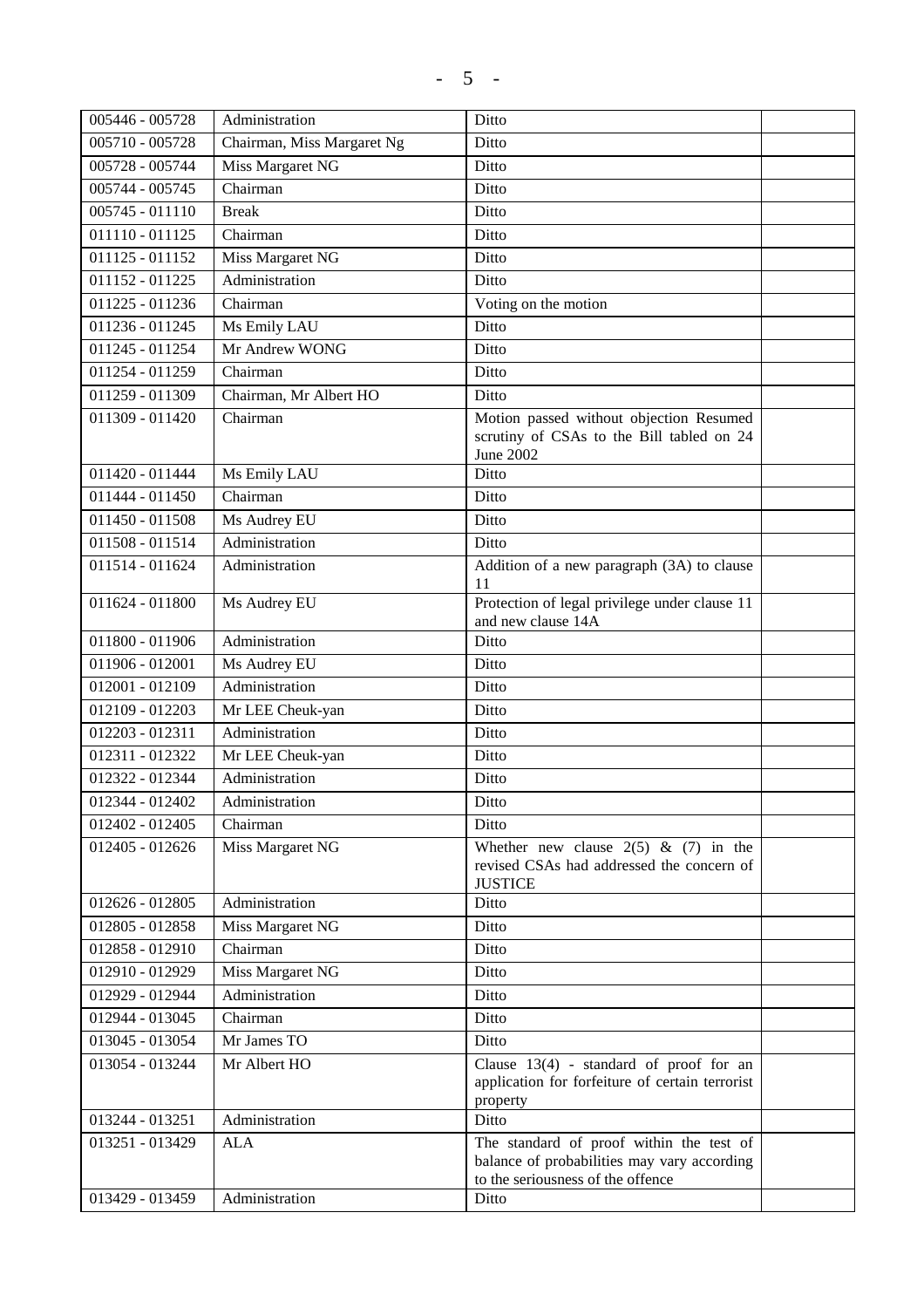| 005446 - 005728 | Administration | Ditto | |
|---|---|---|---|
| 005710 - 005728 | Chairman, Miss Margaret Ng | Ditto | |
| 005728 - 005744 | Miss Margaret NG | Ditto | |
| 005744 - 005745 | Chairman | Ditto | |
| 005745 - 011110 | Break | Ditto | |
| 011110 - 011125 | Chairman | Ditto | |
| 011125 - 011152 | Miss Margaret NG | Ditto | |
| 011152 - 011225 | Administration | Ditto | |
| 011225 - 011236 | Chairman | Voting on the motion | |
| 011236 - 011245 | Ms Emily LAU | Ditto | |
| 011245 - 011254 | Mr Andrew WONG | Ditto | |
| 011254 - 011259 | Chairman | Ditto | |
| 011259 - 011309 | Chairman, Mr Albert HO | Ditto | |
| 011309 - 011420 | Chairman | Motion passed without objection Resumed scrutiny of CSAs to the Bill tabled on 24 June 2002 | |
| 011420 - 011444 | Ms Emily LAU | Ditto | |
| 011444 - 011450 | Chairman | Ditto | |
| 011450 - 011508 | Ms Audrey EU | Ditto | |
| 011508 - 011514 | Administration | Ditto | |
| 011514 - 011624 | Administration | Addition of a new paragraph (3A) to clause 11 | |
| 011624 - 011800 | Ms Audrey EU | Protection of legal privilege under clause 11 and new clause 14A | |
| 011800 - 011906 | Administration | Ditto | |
| 011906 - 012001 | Ms Audrey EU | Ditto | |
| 012001 - 012109 | Administration | Ditto | |
| 012109 - 012203 | Mr LEE Cheuk-yan | Ditto | |
| 012203 - 012311 | Administration | Ditto | |
| 012311 - 012322 | Mr LEE Cheuk-yan | Ditto | |
| 012322 - 012344 | Administration | Ditto | |
| 012344 - 012402 | Administration | Ditto | |
| 012402 - 012405 | Chairman | Ditto | |
| 012405 - 012626 | Miss Margaret NG | Whether new clause 2(5) & (7) in the revised CSAs had addressed the concern of JUSTICE | |
| 012626 - 012805 | Administration | Ditto | |
| 012805 - 012858 | Miss Margaret NG | Ditto | |
| 012858 - 012910 | Chairman | Ditto | |
| 012910 - 012929 | Miss Margaret NG | Ditto | |
| 012929 - 012944 | Administration | Ditto | |
| 012944 - 013045 | Chairman | Ditto | |
| 013045 - 013054 | Mr James TO | Ditto | |
| 013054 - 013244 | Mr Albert HO | Clause 13(4) - standard of proof for an application for forfeiture of certain terrorist property | |
| 013244 - 013251 | Administration | Ditto | |
| 013251 - 013429 | ALA | The standard of proof within the test of balance of probabilities may vary according to the seriousness of the offence | |
| 013429 - 013459 | Administration | Ditto | |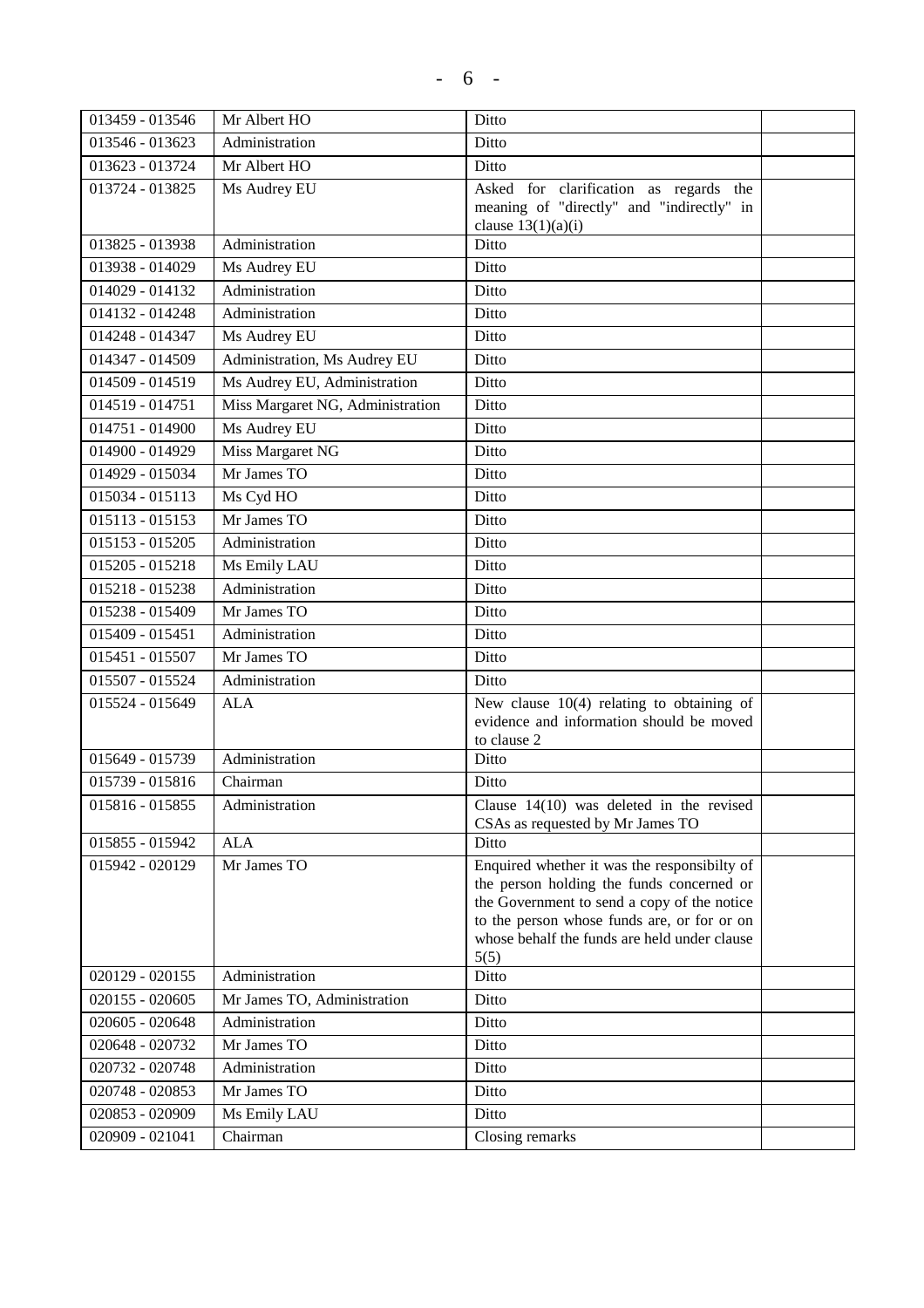| | | | |
|---|---|---|---|
| 013459 - 013546 | Mr Albert HO | Ditto | |
| 013546 - 013623 | Administration | Ditto | |
| 013623 - 013724 | Mr Albert HO | Ditto | |
| 013724 - 013825 | Ms Audrey EU | Asked for clarification as regards the meaning of "directly" and "indirectly" in clause 13(1)(a)(i) | |
| 013825 - 013938 | Administration | Ditto | |
| 013938 - 014029 | Ms Audrey EU | Ditto | |
| 014029 - 014132 | Administration | Ditto | |
| 014132 - 014248 | Administration | Ditto | |
| 014248 - 014347 | Ms Audrey EU | Ditto | |
| 014347 - 014509 | Administration, Ms Audrey EU | Ditto | |
| 014509 - 014519 | Ms Audrey EU, Administration | Ditto | |
| 014519 - 014751 | Miss Margaret NG, Administration | Ditto | |
| 014751 - 014900 | Ms Audrey EU | Ditto | |
| 014900 - 014929 | Miss Margaret NG | Ditto | |
| 014929 - 015034 | Mr James TO | Ditto | |
| 015034 - 015113 | Ms Cyd HO | Ditto | |
| 015113 - 015153 | Mr James TO | Ditto | |
| 015153 - 015205 | Administration | Ditto | |
| 015205 - 015218 | Ms Emily LAU | Ditto | |
| 015218 - 015238 | Administration | Ditto | |
| 015238 - 015409 | Mr James TO | Ditto | |
| 015409 - 015451 | Administration | Ditto | |
| 015451 - 015507 | Mr James TO | Ditto | |
| 015507 - 015524 | Administration | Ditto | |
| 015524 - 015649 | ALA | New clause 10(4) relating to obtaining of evidence and information should be moved to clause 2 | |
| 015649 - 015739 | Administration | Ditto | |
| 015739 - 015816 | Chairman | Ditto | |
| 015816 - 015855 | Administration | Clause 14(10) was deleted in the revised CSAs as requested by Mr James TO | |
| 015855 - 015942 | ALA | Ditto | |
| 015942 - 020129 | Mr James TO | Enquired whether it was the responsibilty of the person holding the funds concerned or the Government to send a copy of the notice to the person whose funds are, or for or on whose behalf the funds are held under clause 5(5) | |
| 020129 - 020155 | Administration | Ditto | |
| 020155 - 020605 | Mr James TO, Administration | Ditto | |
| 020605 - 020648 | Administration | Ditto | |
| 020648 - 020732 | Mr James TO | Ditto | |
| 020732 - 020748 | Administration | Ditto | |
| 020748 - 020853 | Mr James TO | Ditto | |
| 020853 - 020909 | Ms Emily LAU | Ditto | |
| 020909 - 021041 | Chairman | Closing remarks | |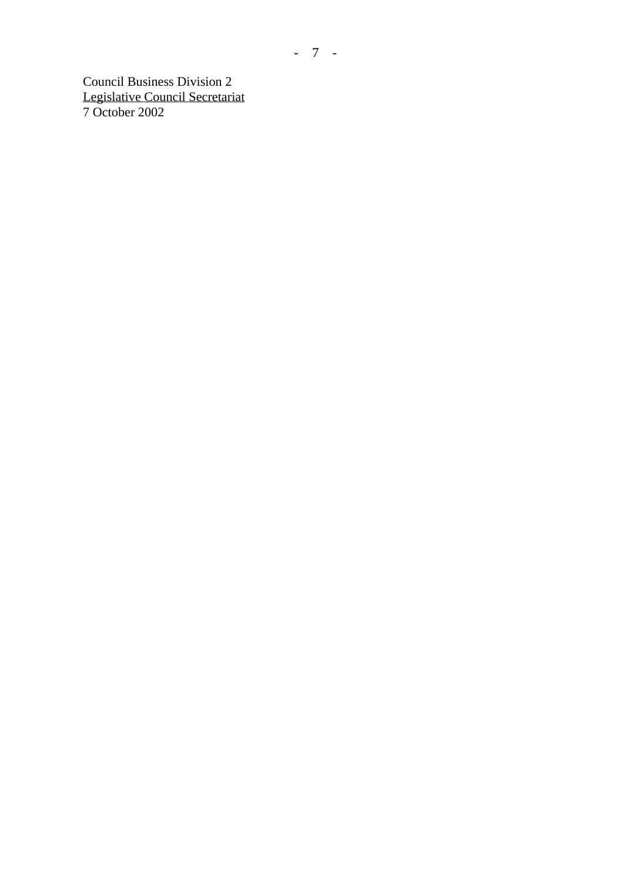Council Business Division 2
Legislative Council Secretariat
7 October 2002